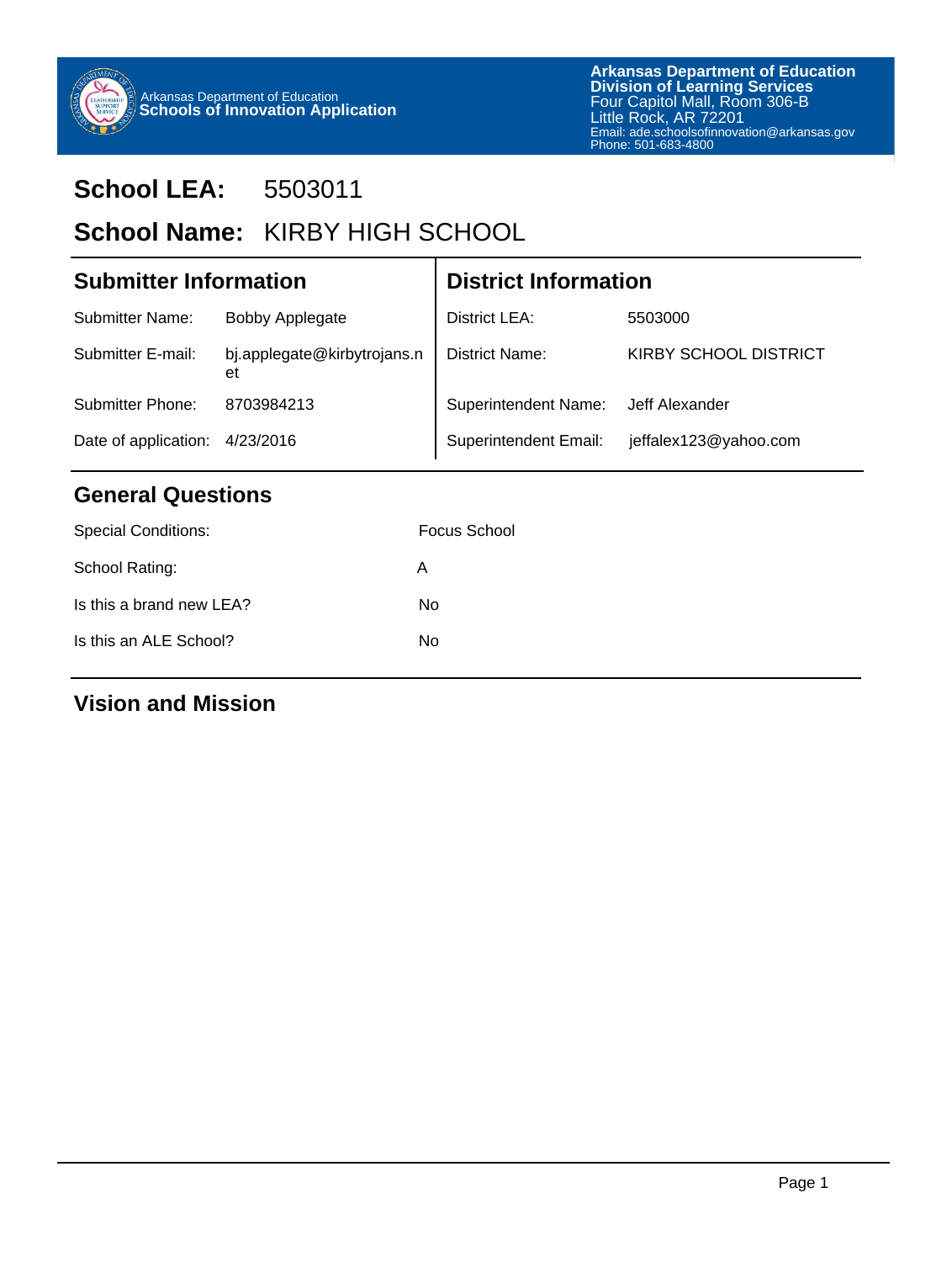Arkansas Department of Education
**Schools of Innovation Application**

**Arkansas Department of Education**
**Division of Learning Services**
Four Capitol Mall, Room 306-B
Little Rock, AR 72201
Email: ade.schoolsofinnovation@arkansas.gov
Phone: 501-683-4800

# School LEA: 5503011

# School Name: KIRBY HIGH SCHOOL

## Submitter Information

| | |
|---|---|
| Submitter Name: | Bobby Applegate |
| Submitter E-mail: | bj.applegate@kirbytrojans.net |
| Submitter Phone: | 8703984213 |
| Date of application: | 4/23/2016 |

## District Information

| | |
|---|---|
| District LEA: | 5503000 |
| District Name: | KIRBY SCHOOL DISTRICT |
| Superintendent Name: | Jeff Alexander |
| Superintendent Email: | jeffalex123@yahoo.com |

## General Questions

| | |
|---|---|
| Special Conditions: | Focus School |
| School Rating: | A |
| Is this a brand new LEA? | No |
| Is this an ALE School? | No |

## Vision and Mission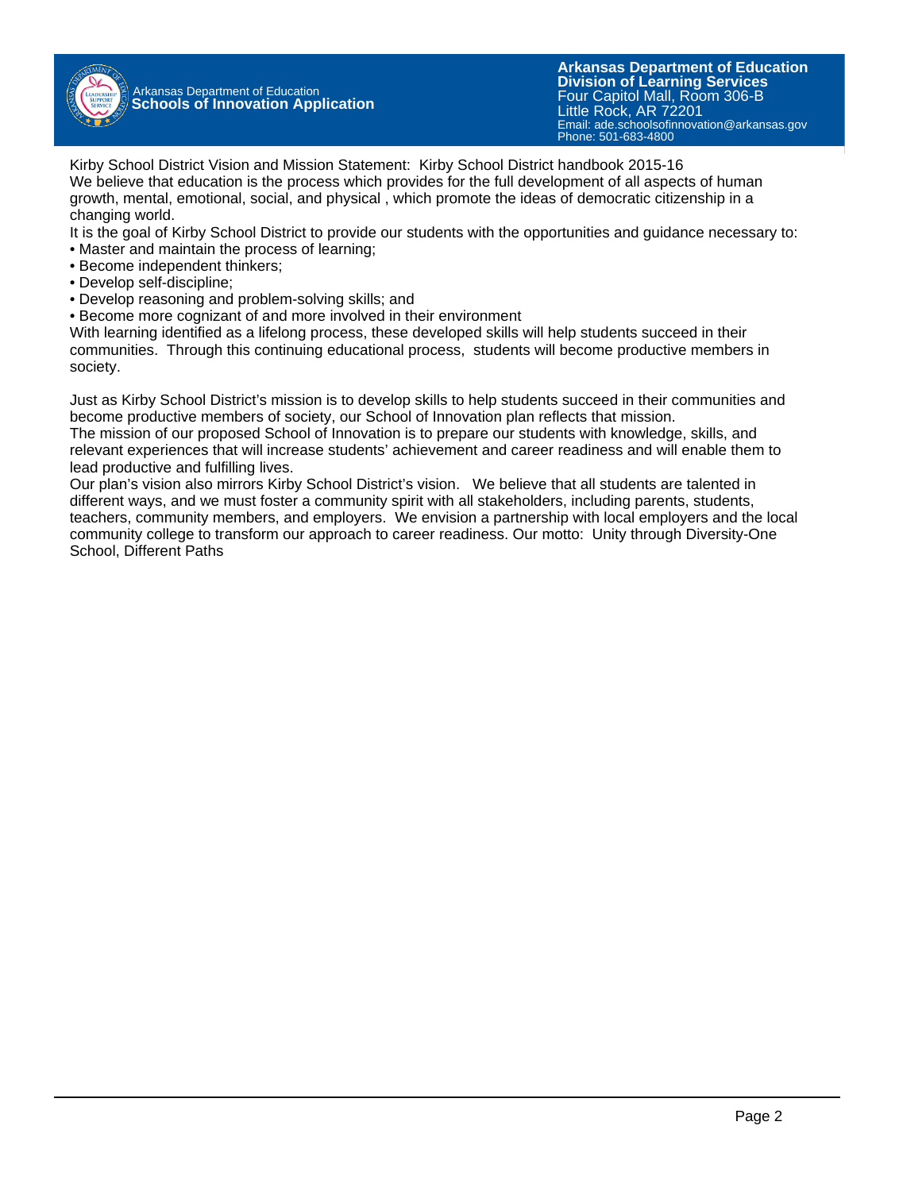Kirby School District Vision and Mission Statement:  Kirby School District handbook 2015-16
We believe that education is the process which provides for the full development of all aspects of human growth, mental, emotional, social, and physical , which promote the ideas of democratic citizenship in a changing world.
It is the goal of Kirby School District to provide our students with the opportunities and guidance necessary to:

- Master and maintain the process of learning;
- Become independent thinkers;
- Develop self-discipline;
- Develop reasoning and problem-solving skills; and
- Become more cognizant of and more involved in their environment

With learning identified as a lifelong process, these developed skills will help students succeed in their communities.  Through this continuing educational process,  students will become productive members in society.

Just as Kirby School District's mission is to develop skills to help students succeed in their communities and become productive members of society, our School of Innovation plan reflects that mission.
The mission of our proposed School of Innovation is to prepare our students with knowledge, skills, and relevant experiences that will increase students' achievement and career readiness and will enable them to lead productive and fulfilling lives.
Our plan's vision also mirrors Kirby School District's vision.   We believe that all students are talented in different ways, and we must foster a community spirit with all stakeholders, including parents, students, teachers, community members, and employers.  We envision a partnership with local employers and the local community college to transform our approach to career readiness. Our motto:  Unity through Diversity-One School, Different Paths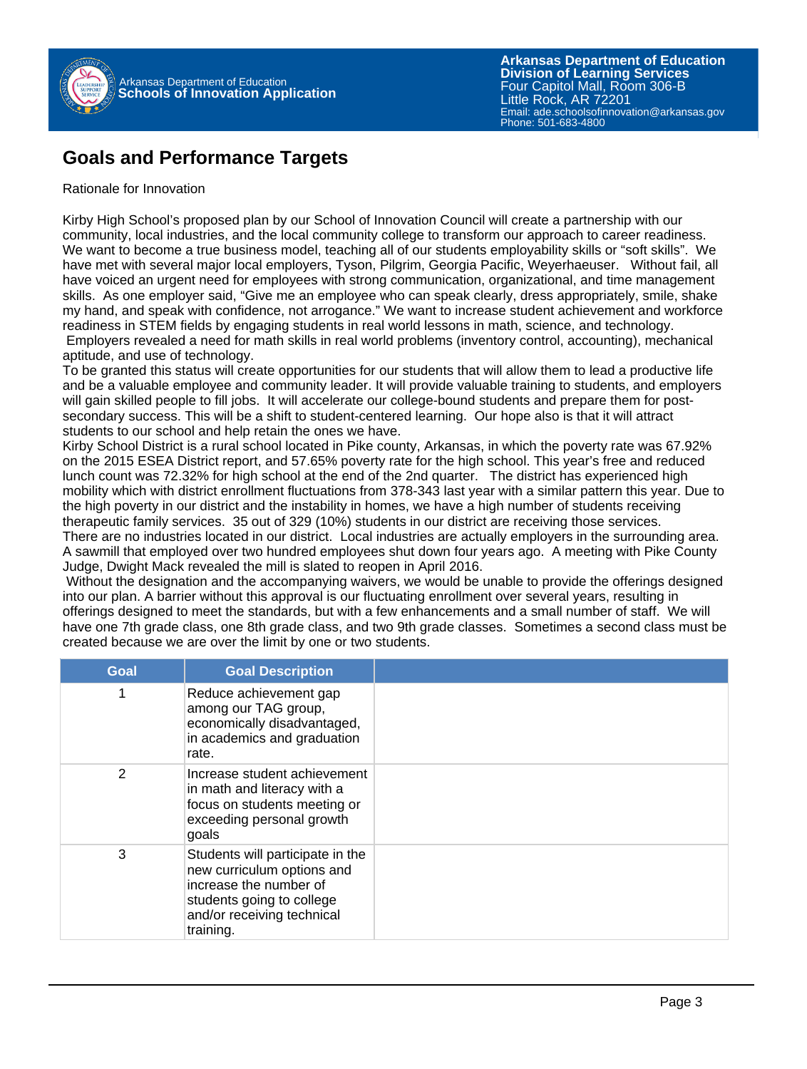## Goals and Performance Targets

Rationale for Innovation

Kirby High School's proposed plan by our School of Innovation Council will create a partnership with our community, local industries, and the local community college to transform our approach to career readiness. We want to become a true business model, teaching all of our students employability skills or "soft skills". We have met with several major local employers, Tyson, Pilgrim, Georgia Pacific, Weyerhaeuser. Without fail, all have voiced an urgent need for employees with strong communication, organizational, and time management skills. As one employer said, "Give me an employee who can speak clearly, dress appropriately, smile, shake my hand, and speak with confidence, not arrogance." We want to increase student achievement and workforce readiness in STEM fields by engaging students in real world lessons in math, science, and technology. Employers revealed a need for math skills in real world problems (inventory control, accounting), mechanical aptitude, and use of technology.

To be granted this status will create opportunities for our students that will allow them to lead a productive life and be a valuable employee and community leader. It will provide valuable training to students, and employers will gain skilled people to fill jobs. It will accelerate our college-bound students and prepare them for post-secondary success. This will be a shift to student-centered learning. Our hope also is that it will attract students to our school and help retain the ones we have.

Kirby School District is a rural school located in Pike county, Arkansas, in which the poverty rate was 67.92% on the 2015 ESEA District report, and 57.65% poverty rate for the high school. This year's free and reduced lunch count was 72.32% for high school at the end of the 2nd quarter. The district has experienced high mobility which with district enrollment fluctuations from 378-343 last year with a similar pattern this year. Due to the high poverty in our district and the instability in homes, we have a high number of students receiving therapeutic family services. 35 out of 329 (10%) students in our district are receiving those services.

There are no industries located in our district. Local industries are actually employers in the surrounding area. A sawmill that employed over two hundred employees shut down four years ago. A meeting with Pike County Judge, Dwight Mack revealed the mill is slated to reopen in April 2016.

Without the designation and the accompanying waivers, we would be unable to provide the offerings designed into our plan. A barrier without this approval is our fluctuating enrollment over several years, resulting in offerings designed to meet the standards, but with a few enhancements and a small number of staff. We will have one 7th grade class, one 8th grade class, and two 9th grade classes. Sometimes a second class must be created because we are over the limit by one or two students.

| Goal | Goal Description | |
|---|---|---|
| 1 | Reduce achievement gap among our TAG group, economically disadvantaged, in academics and graduation rate. | |
| 2 | Increase student achievement in math and literacy with a focus on students meeting or exceeding personal growth goals | |
| 3 | Students will participate in the new curriculum options and increase the number of students going to college and/or receiving technical training. | |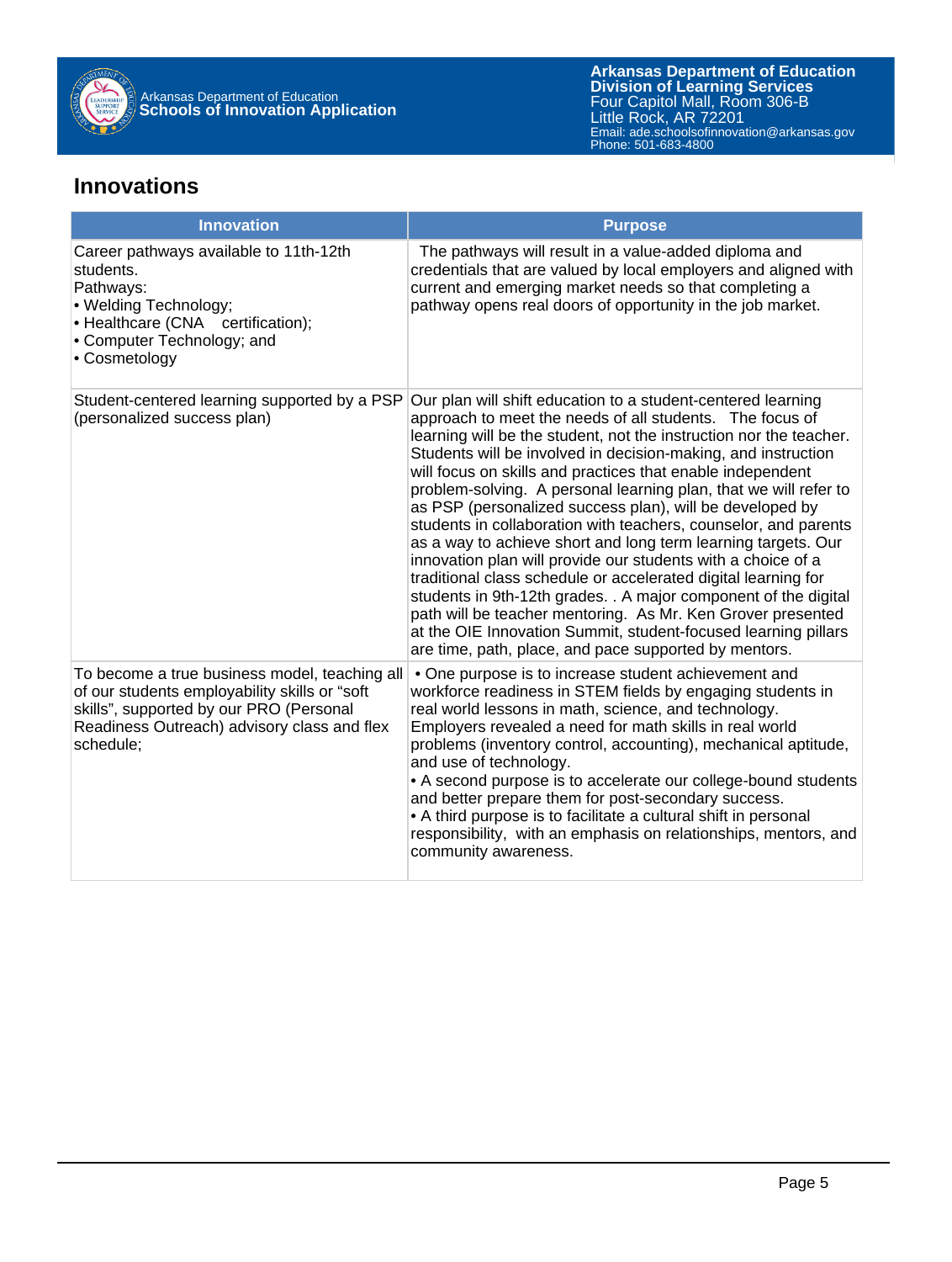## Innovations

| Innovation | Purpose |
|---|---|
| Career pathways available to 11th-12th students.<br>Pathways:<br>• Welding Technology;<br>• Healthcare (CNA certification);<br>• Computer Technology; and<br>• Cosmetology | The pathways will result in a value-added diploma and credentials that are valued by local employers and aligned with current and emerging market needs so that completing a pathway opens real doors of opportunity in the job market. |
| Student-centered learning supported by a PSP (personalized success plan) | Our plan will shift education to a student-centered learning approach to meet the needs of all students. The focus of learning will be the student, not the instruction nor the teacher. Students will be involved in decision-making, and instruction will focus on skills and practices that enable independent problem-solving. A personal learning plan, that we will refer to as PSP (personalized success plan), will be developed by students in collaboration with teachers, counselor, and parents as a way to achieve short and long term learning targets. Our innovation plan will provide our students with a choice of a traditional class schedule or accelerated digital learning for students in 9th-12th grades. . A major component of the digital path will be teacher mentoring. As Mr. Ken Grover presented at the OIE Innovation Summit, student-focused learning pillars are time, path, place, and pace supported by mentors. |
| To become a true business model, teaching all of our students employability skills or "soft skills", supported by our PRO (Personal Readiness Outreach) advisory class and flex schedule; | • One purpose is to increase student achievement and workforce readiness in STEM fields by engaging students in real world lessons in math, science, and technology. Employers revealed a need for math skills in real world problems (inventory control, accounting), mechanical aptitude, and use of technology.<br>• A second purpose is to accelerate our college-bound students and better prepare them for post-secondary success.<br>• A third purpose is to facilitate a cultural shift in personal responsibility, with an emphasis on relationships, mentors, and community awareness. |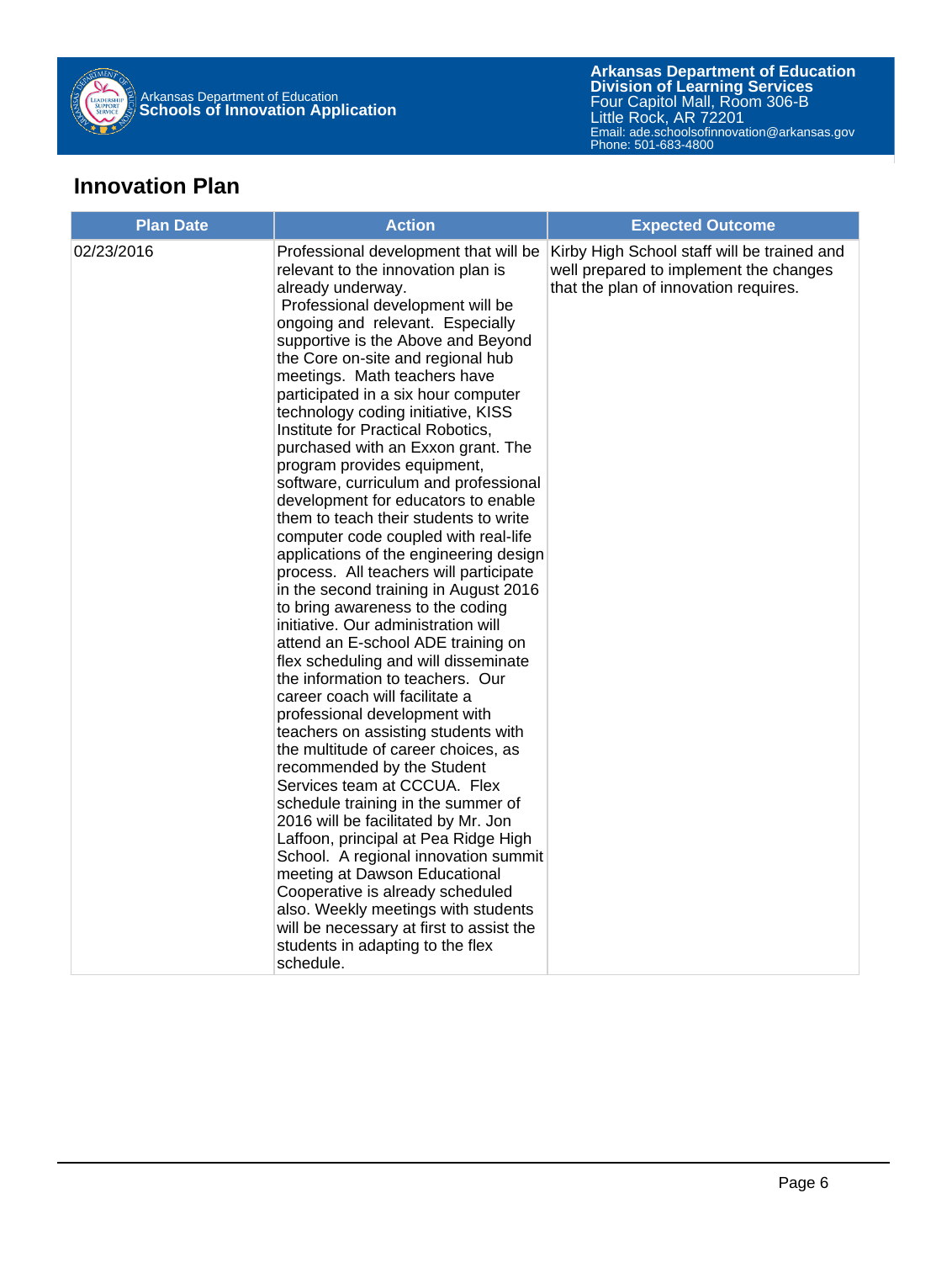## Innovation Plan

| Plan Date | Action | Expected Outcome |
|---|---|---|
| 02/23/2016 | Professional development that will be relevant to the innovation plan is already underway. Professional development will be ongoing and relevant. Especially supportive is the Above and Beyond the Core on-site and regional hub meetings. Math teachers have participated in a six hour computer technology coding initiative, KISS Institute for Practical Robotics, purchased with an Exxon grant. The program provides equipment, software, curriculum and professional development for educators to enable them to teach their students to write computer code coupled with real-life applications of the engineering design process. All teachers will participate in the second training in August 2016 to bring awareness to the coding initiative. Our administration will attend an E-school ADE training on flex scheduling and will disseminate the information to teachers. Our career coach will facilitate a professional development with teachers on assisting students with the multitude of career choices, as recommended by the Student Services team at CCCUA. Flex schedule training in the summer of 2016 will be facilitated by Mr. Jon Laffoon, principal at Pea Ridge High School. A regional innovation summit meeting at Dawson Educational Cooperative is already scheduled also. Weekly meetings with students will be necessary at first to assist the students in adapting to the flex schedule. | Kirby High School staff will be trained and well prepared to implement the changes that the plan of innovation requires. |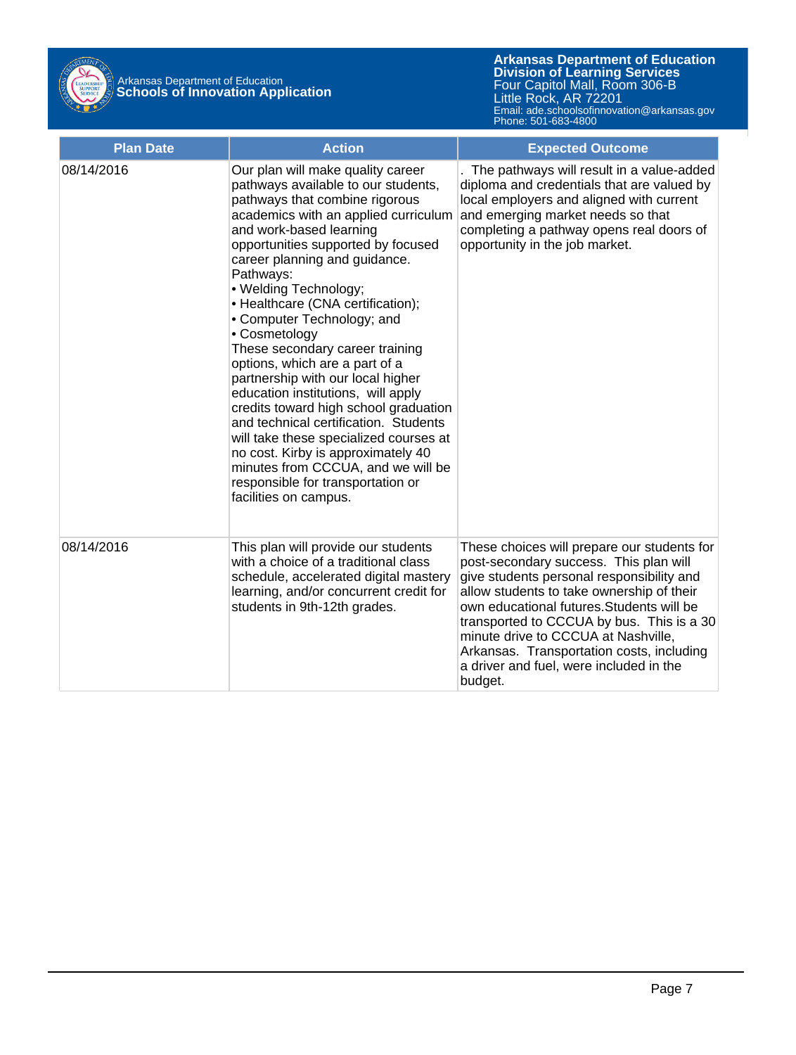| Plan Date | Action | Expected Outcome |
|---|---|---|
| 08/14/2016 | Our plan will make quality career pathways available to our students, pathways that combine rigorous academics with an applied curriculum and work-based learning opportunities supported by focused career planning and guidance.<br>Pathways:<br>• Welding Technology;<br>• Healthcare (CNA certification);<br>• Computer Technology; and<br>• Cosmetology<br>These secondary career training options, which are a part of a partnership with our local higher education institutions, will apply credits toward high school graduation and technical certification. Students will take these specialized courses at no cost. Kirby is approximately 40 minutes from CCCUA, and we will be responsible for transportation or facilities on campus. | . The pathways will result in a value-added diploma and credentials that are valued by local employers and aligned with current and emerging market needs so that completing a pathway opens real doors of opportunity in the job market. |
| 08/14/2016 | This plan will provide our students with a choice of a traditional class schedule, accelerated digital mastery learning, and/or concurrent credit for students in 9th-12th grades. | These choices will prepare our students for post-secondary success. This plan will give students personal responsibility and allow students to take ownership of their own educational futures.Students will be transported to CCCUA by bus. This is a 30 minute drive to CCCUA at Nashville, Arkansas. Transportation costs, including a driver and fuel, were included in the budget. |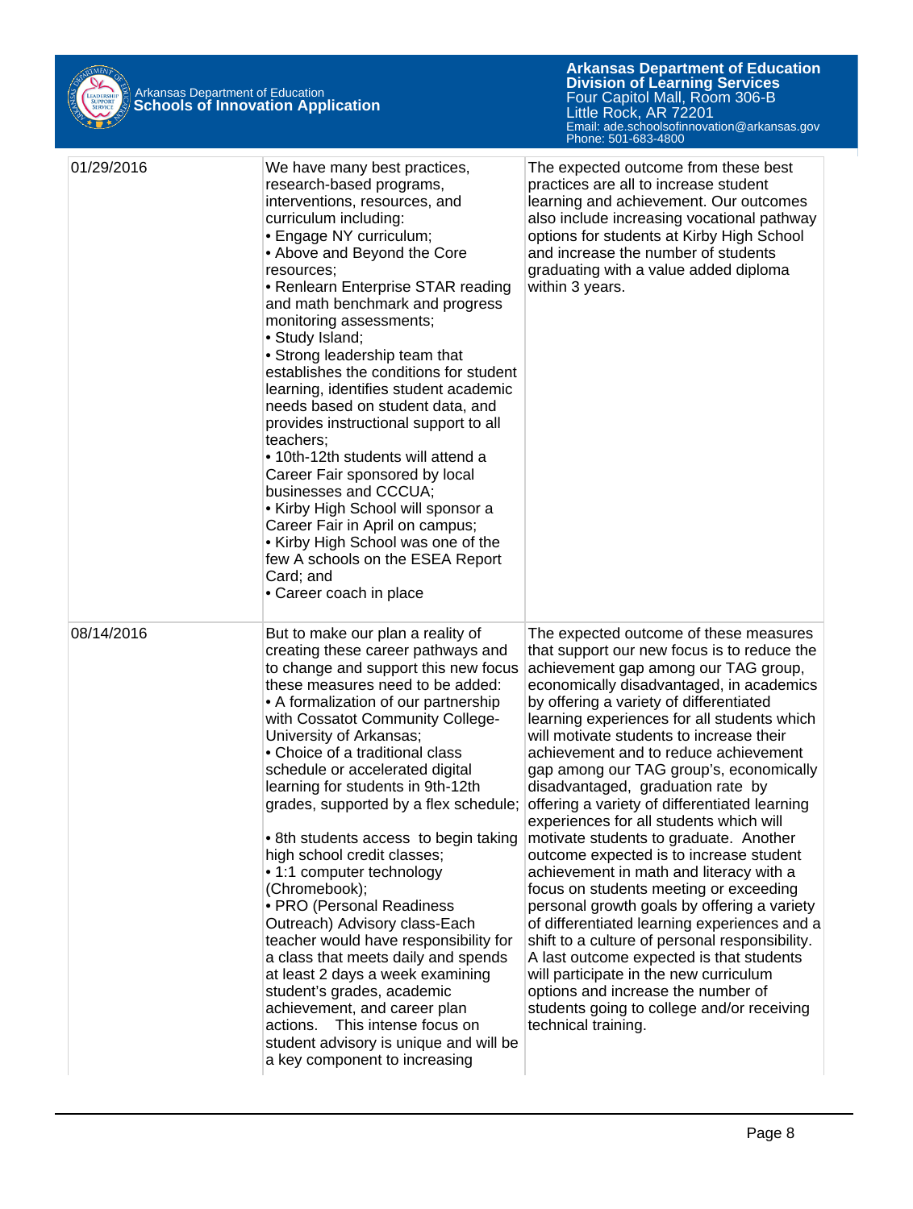| | | |
|---|---|---|
| 01/29/2016 | We have many best practices, research-based programs, interventions, resources, and curriculum including:<br>• Engage NY curriculum;<br>• Above and Beyond the Core resources;<br>• Renlearn Enterprise STAR reading and math benchmark and progress monitoring assessments;<br>• Study Island;<br>• Strong leadership team that establishes the conditions for student learning, identifies student academic needs based on student data, and provides instructional support to all teachers;<br>• 10th-12th students will attend a Career Fair sponsored by local businesses and CCCUA;<br>• Kirby High School will sponsor a Career Fair in April on campus;<br>• Kirby High School was one of the few A schools on the ESEA Report Card; and<br>• Career coach in place | The expected outcome from these best practices are all to increase student learning and achievement. Our outcomes also include increasing vocational pathway options for students at Kirby High School and increase the number of students graduating with a value added diploma within 3 years. |
| 08/14/2016 | But to make our plan a reality of creating these career pathways and to change and support this new focus these measures need to be added:<br>• A formalization of our partnership with Cossatot Community College-University of Arkansas;<br>• Choice of a traditional class schedule or accelerated digital learning for students in 9th-12th grades, supported by a flex schedule;<br><br>• 8th students access to begin taking high school credit classes;<br>• 1:1 computer technology (Chromebook);<br>• PRO (Personal Readiness Outreach) Advisory class-Each teacher would have responsibility for a class that meets daily and spends at least 2 days a week examining student's grades, academic achievement, and career plan actions. This intense focus on student advisory is unique and will be a key component to increasing | The expected outcome of these measures that support our new focus is to reduce the achievement gap among our TAG group, economically disadvantaged, in academics by offering a variety of differentiated learning experiences for all students which will motivate students to increase their achievement and to reduce achievement gap among our TAG group's, economically disadvantaged, graduation rate by offering a variety of differentiated learning experiences for all students which will motivate students to graduate. Another outcome expected is to increase student achievement in math and literacy with a focus on students meeting or exceeding personal growth goals by offering a variety of differentiated learning experiences and a shift to a culture of personal responsibility. A last outcome expected is that students will participate in the new curriculum options and increase the number of students going to college and/or receiving technical training. |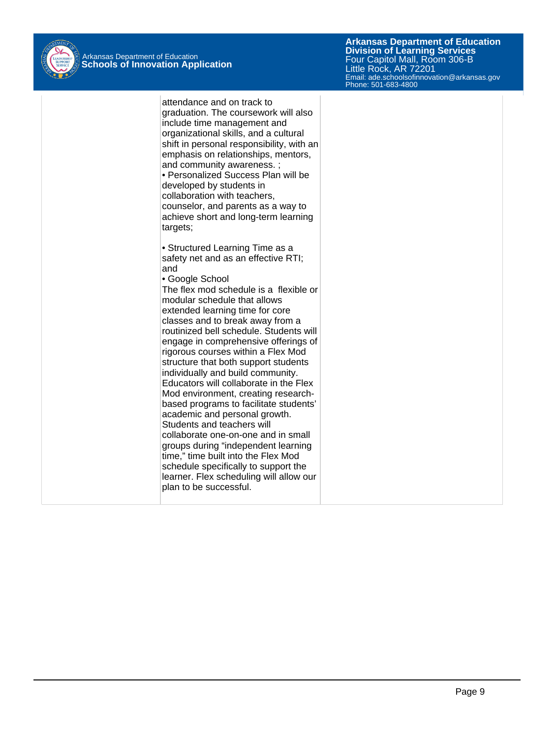| | | |
|---|---|---|
| | attendance and on track to graduation. The coursework will also include time management and organizational skills, and a cultural shift in personal responsibility, with an emphasis on relationships, mentors, and community awareness. ;<br>• Personalized Success Plan will be developed by students in collaboration with teachers, counselor, and parents as a way to achieve short and long-term learning targets;<br><br>• Structured Learning Time as a safety net and as an effective RTI; and<br>• Google School<br>The flex mod schedule is a flexible or modular schedule that allows extended learning time for core classes and to break away from a routinized bell schedule. Students will engage in comprehensive offerings of rigorous courses within a Flex Mod structure that both support students individually and build community. Educators will collaborate in the Flex Mod environment, creating research-based programs to facilitate students' academic and personal growth. Students and teachers will collaborate one-on-one and in small groups during "independent learning time," time built into the Flex Mod schedule specifically to support the learner. Flex scheduling will allow our plan to be successful. | |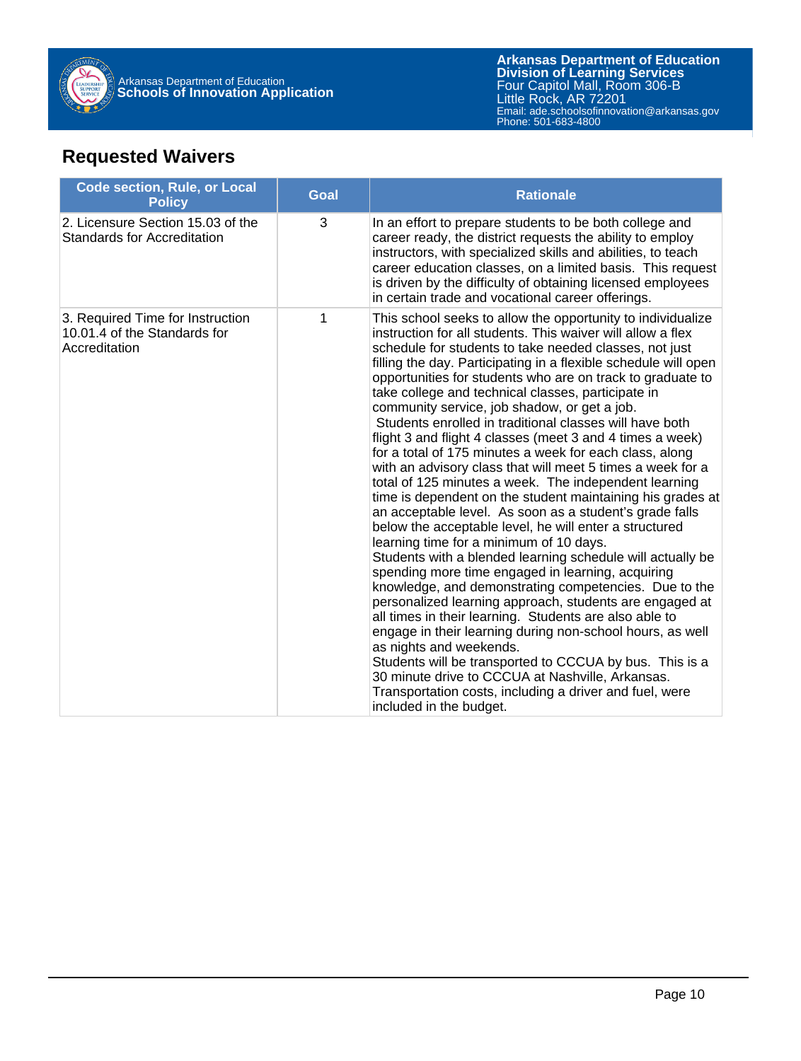## Requested Waivers

| Code section, Rule, or Local Policy | Goal | Rationale |
|---|---|---|
| 2. Licensure Section 15.03 of the Standards for Accreditation | 3 | In an effort to prepare students to be both college and career ready, the district requests the ability to employ instructors, with specialized skills and abilities, to teach career education classes, on a limited basis. This request is driven by the difficulty of obtaining licensed employees in certain trade and vocational career offerings. |
| 3. Required Time for Instruction 10.01.4 of the Standards for Accreditation | 1 | This school seeks to allow the opportunity to individualize instruction for all students. This waiver will allow a flex schedule for students to take needed classes, not just filling the day. Participating in a flexible schedule will open opportunities for students who are on track to graduate to take college and technical classes, participate in community service, job shadow, or get a job. Students enrolled in traditional classes will have both flight 3 and flight 4 classes (meet 3 and 4 times a week) for a total of 175 minutes a week for each class, along with an advisory class that will meet 5 times a week for a total of 125 minutes a week. The independent learning time is dependent on the student maintaining his grades at an acceptable level. As soon as a student's grade falls below the acceptable level, he will enter a structured learning time for a minimum of 10 days. Students with a blended learning schedule will actually be spending more time engaged in learning, acquiring knowledge, and demonstrating competencies. Due to the personalized learning approach, students are engaged at all times in their learning. Students are also able to engage in their learning during non-school hours, as well as nights and weekends. Students will be transported to CCCUA by bus. This is a 30 minute drive to CCCUA at Nashville, Arkansas. Transportation costs, including a driver and fuel, were included in the budget. |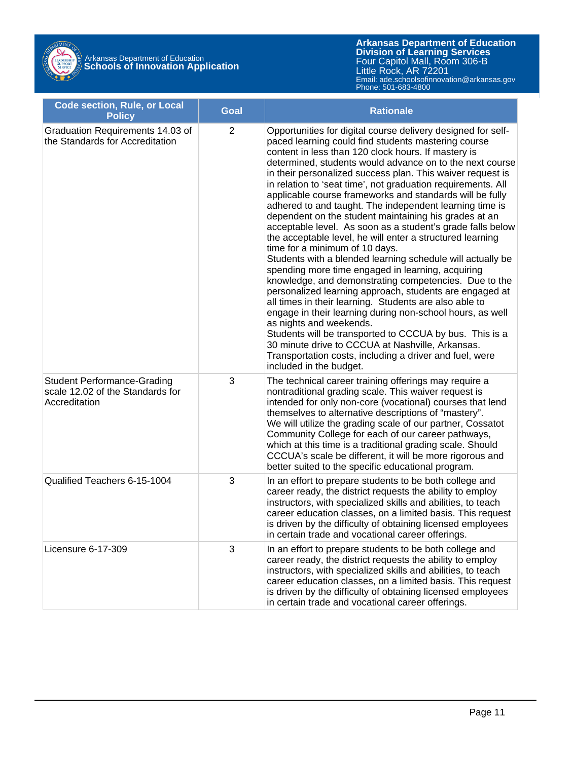| Code section, Rule, or Local Policy | Goal | Rationale |
|---|---|---|
| Graduation Requirements 14.03 of the Standards for Accreditation | 2 | Opportunities for digital course delivery designed for self-paced learning could find students mastering course content in less than 120 clock hours. If mastery is determined, students would advance on to the next course in their personalized success plan. This waiver request is in relation to 'seat time', not graduation requirements. All applicable course frameworks and standards will be fully adhered to and taught. The independent learning time is dependent on the student maintaining his grades at an acceptable level. As soon as a student's grade falls below the acceptable level, he will enter a structured learning time for a minimum of 10 days.<br>Students with a blended learning schedule will actually be spending more time engaged in learning, acquiring knowledge, and demonstrating competencies. Due to the personalized learning approach, students are engaged at all times in their learning. Students are also able to engage in their learning during non-school hours, as well as nights and weekends.<br>Students will be transported to CCCUA by bus. This is a 30 minute drive to CCCUA at Nashville, Arkansas. Transportation costs, including a driver and fuel, were included in the budget. |
| Student Performance-Grading scale 12.02 of the Standards for Accreditation | 3 | The technical career training offerings may require a nontraditional grading scale. This waiver request is intended for only non-core (vocational) courses that lend themselves to alternative descriptions of "mastery".<br>We will utilize the grading scale of our partner, Cossatot Community College for each of our career pathways, which at this time is a traditional grading scale. Should CCCUA's scale be different, it will be more rigorous and better suited to the specific educational program. |
| Qualified Teachers 6-15-1004 | 3 | In an effort to prepare students to be both college and career ready, the district requests the ability to employ instructors, with specialized skills and abilities, to teach career education classes, on a limited basis. This request is driven by the difficulty of obtaining licensed employees in certain trade and vocational career offerings. |
| Licensure 6-17-309 | 3 | In an effort to prepare students to be both college and career ready, the district requests the ability to employ instructors, with specialized skills and abilities, to teach career education classes, on a limited basis. This request is driven by the difficulty of obtaining licensed employees in certain trade and vocational career offerings. |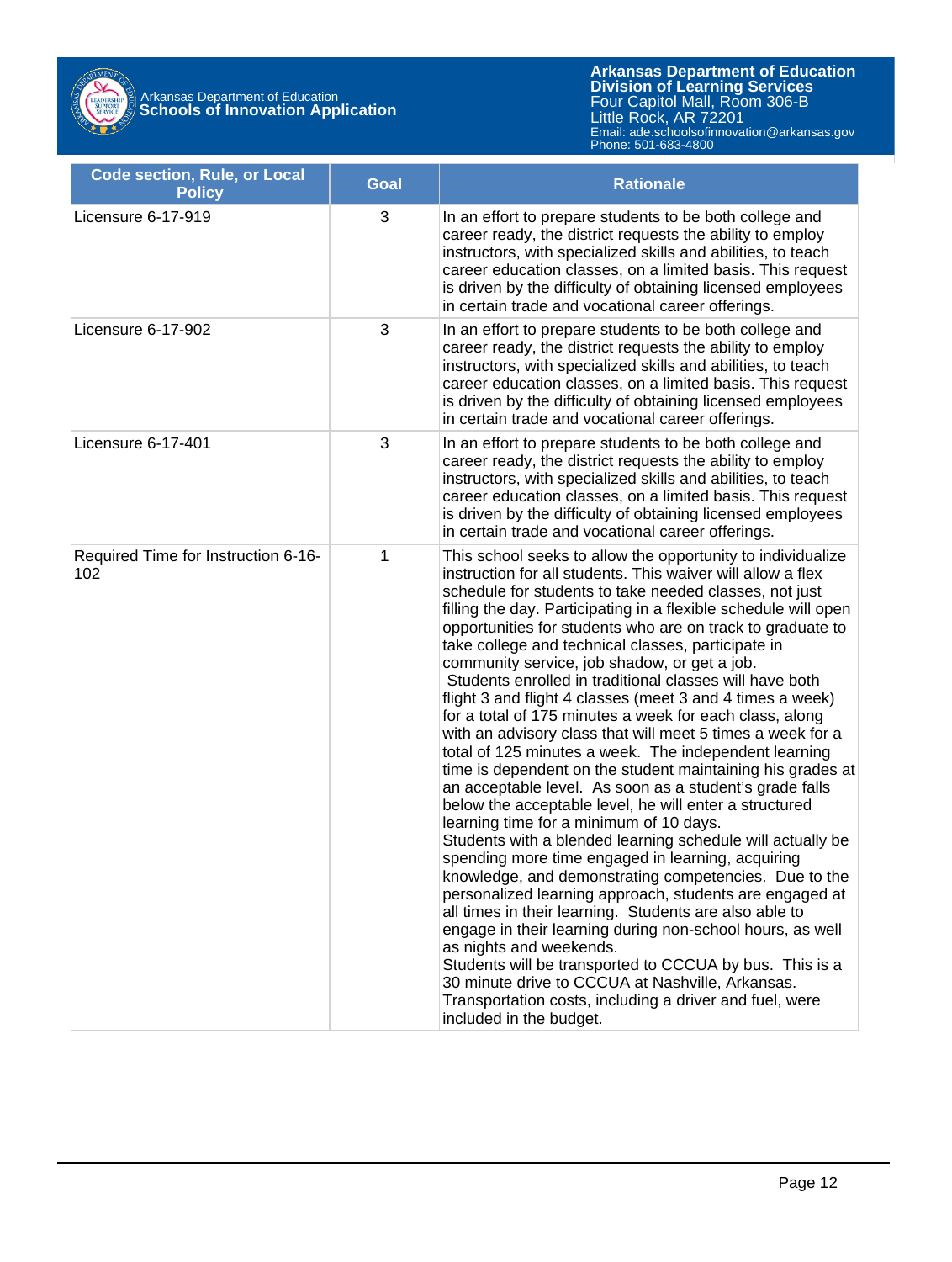| Code section, Rule, or Local Policy | Goal | Rationale |
|---|---|---|
| Licensure 6-17-919 | 3 | In an effort to prepare students to be both college and career ready, the district requests the ability to employ instructors, with specialized skills and abilities, to teach career education classes, on a limited basis. This request is driven by the difficulty of obtaining licensed employees in certain trade and vocational career offerings. |
| Licensure 6-17-902 | 3 | In an effort to prepare students to be both college and career ready, the district requests the ability to employ instructors, with specialized skills and abilities, to teach career education classes, on a limited basis. This request is driven by the difficulty of obtaining licensed employees in certain trade and vocational career offerings. |
| Licensure 6-17-401 | 3 | In an effort to prepare students to be both college and career ready, the district requests the ability to employ instructors, with specialized skills and abilities, to teach career education classes, on a limited basis. This request is driven by the difficulty of obtaining licensed employees in certain trade and vocational career offerings. |
| Required Time for Instruction 6-16-102 | 1 | This school seeks to allow the opportunity to individualize instruction for all students. This waiver will allow a flex schedule for students to take needed classes, not just filling the day. Participating in a flexible schedule will open opportunities for students who are on track to graduate to take college and technical classes, participate in community service, job shadow, or get a job. Students enrolled in traditional classes will have both flight 3 and flight 4 classes (meet 3 and 4 times a week) for a total of 175 minutes a week for each class, along with an advisory class that will meet 5 times a week for a total of 125 minutes a week. The independent learning time is dependent on the student maintaining his grades at an acceptable level. As soon as a student's grade falls below the acceptable level, he will enter a structured learning time for a minimum of 10 days. Students with a blended learning schedule will actually be spending more time engaged in learning, acquiring knowledge, and demonstrating competencies. Due to the personalized learning approach, students are engaged at all times in their learning. Students are also able to engage in their learning during non-school hours, as well as nights and weekends. Students will be transported to CCCUA by bus. This is a 30 minute drive to CCCUA at Nashville, Arkansas. Transportation costs, including a driver and fuel, were included in the budget. |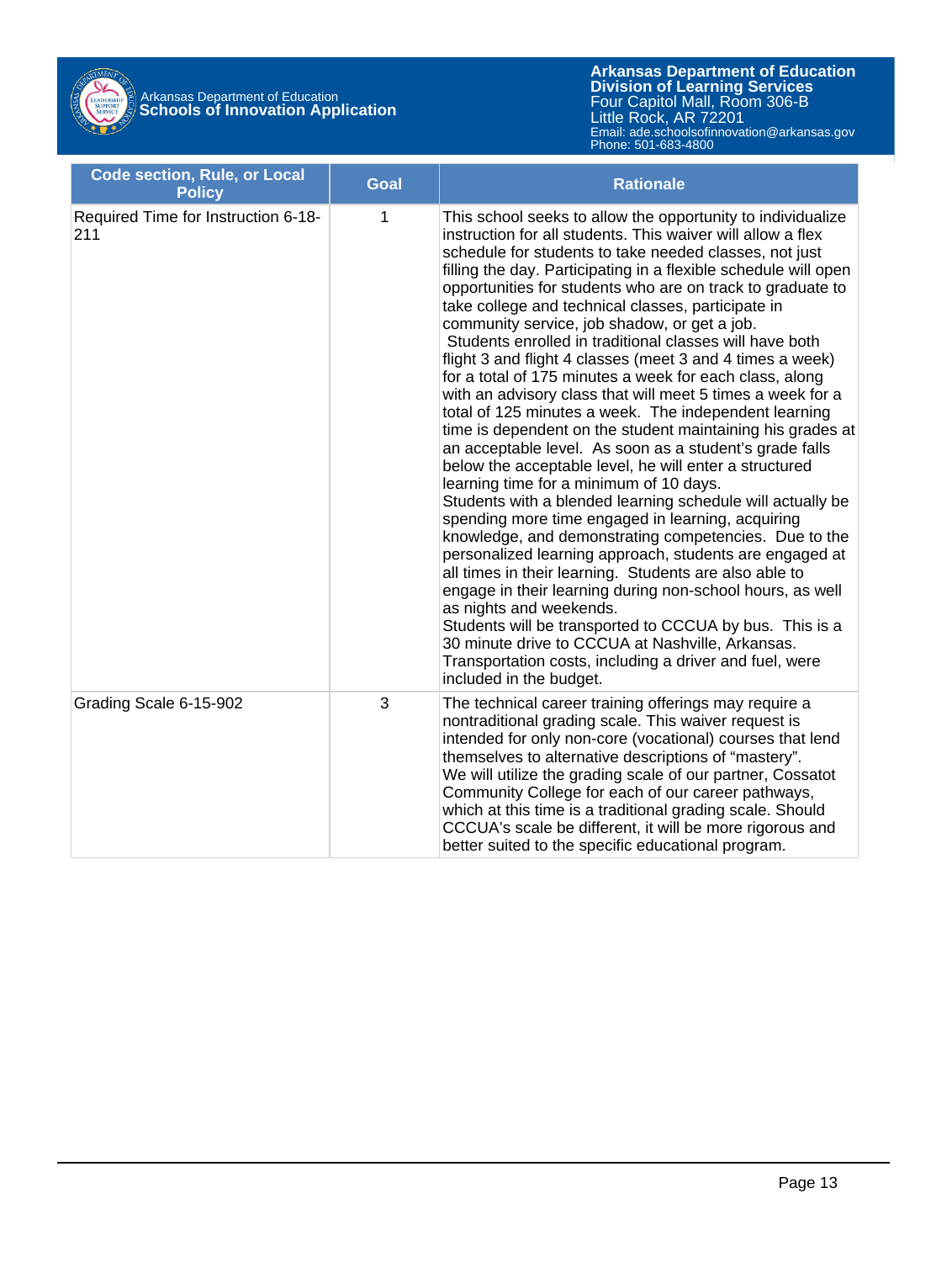| Code section, Rule, or Local Policy | Goal | Rationale |
|---|---|---|
| Required Time for Instruction 6-18-211 | 1 | This school seeks to allow the opportunity to individualize instruction for all students. This waiver will allow a flex schedule for students to take needed classes, not just filling the day. Participating in a flexible schedule will open opportunities for students who are on track to graduate to take college and technical classes, participate in community service, job shadow, or get a job.<br>Students enrolled in traditional classes will have both flight 3 and flight 4 classes (meet 3 and 4 times a week) for a total of 175 minutes a week for each class, along with an advisory class that will meet 5 times a week for a total of 125 minutes a week. The independent learning time is dependent on the student maintaining his grades at an acceptable level. As soon as a student's grade falls below the acceptable level, he will enter a structured learning time for a minimum of 10 days.<br>Students with a blended learning schedule will actually be spending more time engaged in learning, acquiring knowledge, and demonstrating competencies. Due to the personalized learning approach, students are engaged at all times in their learning. Students are also able to engage in their learning during non-school hours, as well as nights and weekends.<br>Students will be transported to CCCUA by bus. This is a 30 minute drive to CCCUA at Nashville, Arkansas. Transportation costs, including a driver and fuel, were included in the budget. |
| Grading Scale 6-15-902 | 3 | The technical career training offerings may require a nontraditional grading scale. This waiver request is intended for only non-core (vocational) courses that lend themselves to alternative descriptions of "mastery".<br>We will utilize the grading scale of our partner, Cossatot Community College for each of our career pathways, which at this time is a traditional grading scale. Should CCCUA's scale be different, it will be more rigorous and better suited to the specific educational program. |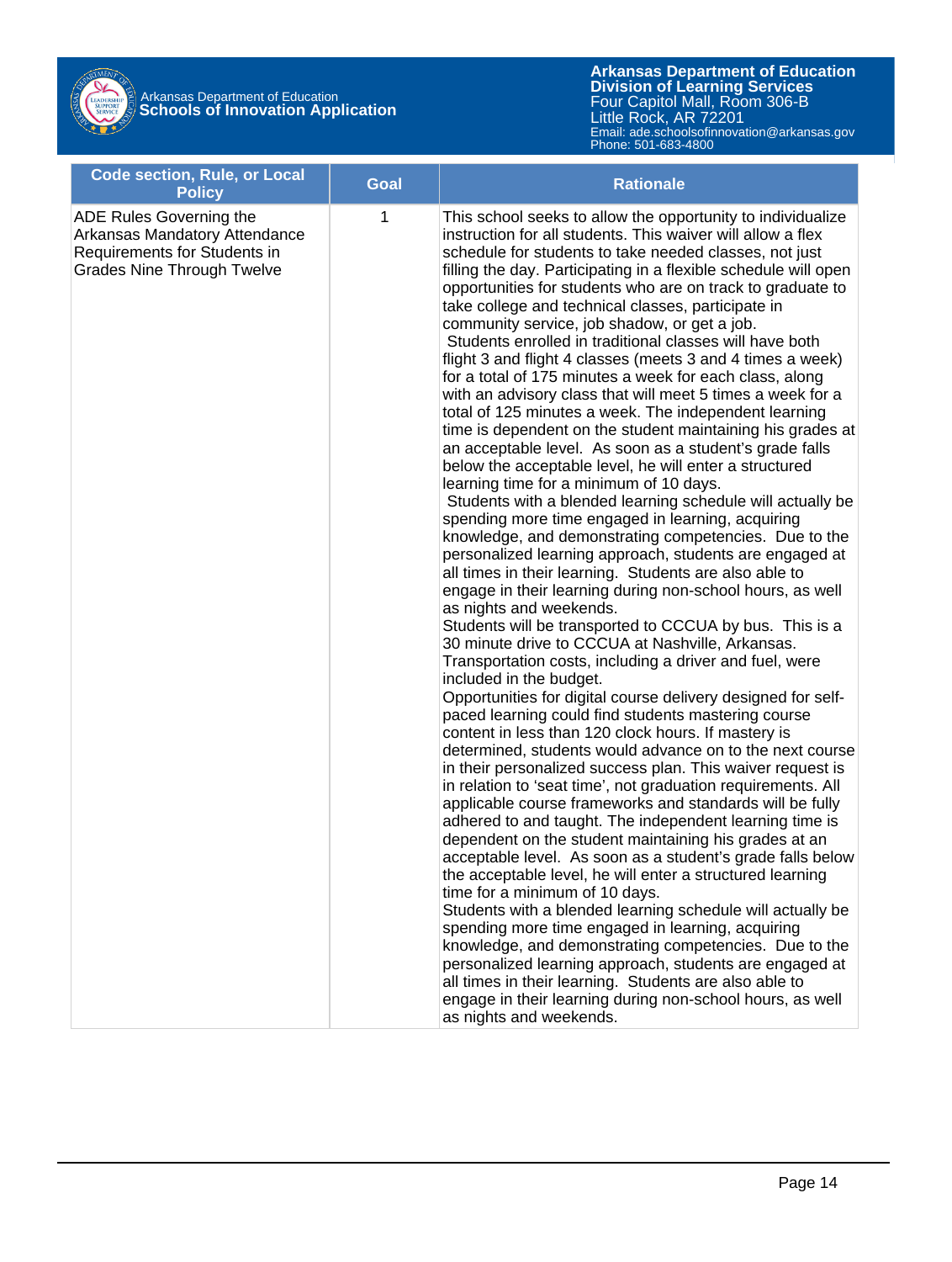| Code section, Rule, or Local Policy | Goal | Rationale |
| --- | --- | --- |
| ADE Rules Governing the Arkansas Mandatory Attendance Requirements for Students in Grades Nine Through Twelve | 1 | This school seeks to allow the opportunity to individualize instruction for all students. This waiver will allow a flex schedule for students to take needed classes, not just filling the day. Participating in a flexible schedule will open opportunities for students who are on track to graduate to take college and technical classes, participate in community service, job shadow, or get a job.<br>Students enrolled in traditional classes will have both flight 3 and flight 4 classes (meets 3 and 4 times a week) for a total of 175 minutes a week for each class, along with an advisory class that will meet 5 times a week for a total of 125 minutes a week. The independent learning time is dependent on the student maintaining his grades at an acceptable level. As soon as a student's grade falls below the acceptable level, he will enter a structured learning time for a minimum of 10 days.<br>Students with a blended learning schedule will actually be spending more time engaged in learning, acquiring knowledge, and demonstrating competencies. Due to the personalized learning approach, students are engaged at all times in their learning. Students are also able to engage in their learning during non-school hours, as well as nights and weekends.<br>Students will be transported to CCCUA by bus. This is a 30 minute drive to CCCUA at Nashville, Arkansas. Transportation costs, including a driver and fuel, were included in the budget.<br>Opportunities for digital course delivery designed for self-paced learning could find students mastering course content in less than 120 clock hours. If mastery is determined, students would advance on to the next course in their personalized success plan. This waiver request is in relation to 'seat time', not graduation requirements. All applicable course frameworks and standards will be fully adhered to and taught. The independent learning time is dependent on the student maintaining his grades at an acceptable level. As soon as a student's grade falls below the acceptable level, he will enter a structured learning time for a minimum of 10 days.<br>Students with a blended learning schedule will actually be spending more time engaged in learning, acquiring knowledge, and demonstrating competencies. Due to the personalized learning approach, students are engaged at all times in their learning. Students are also able to engage in their learning during non-school hours, as well as nights and weekends. |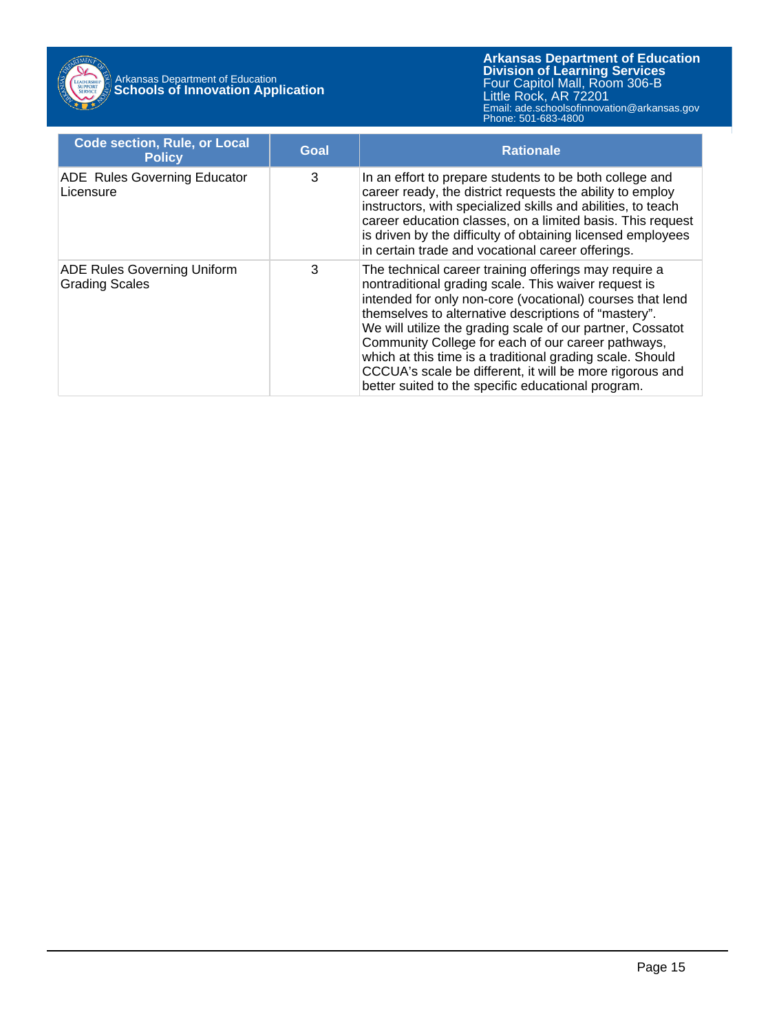| Code section, Rule, or Local Policy | Goal | Rationale |
|---|---|---|
| ADE  Rules Governing Educator Licensure | 3 | In an effort to prepare students to be both college and career ready, the district requests the ability to employ instructors, with specialized skills and abilities, to teach career education classes, on a limited basis. This request is driven by the difficulty of obtaining licensed employees in certain trade and vocational career offerings. |
| ADE Rules Governing Uniform Grading Scales | 3 | The technical career training offerings may require a nontraditional grading scale. This waiver request is intended for only non-core (vocational) courses that lend themselves to alternative descriptions of “mastery”. We will utilize the grading scale of our partner, Cossatot Community College for each of our career pathways, which at this time is a traditional grading scale. Should CCCUA’s scale be different, it will be more rigorous and better suited to the specific educational program. |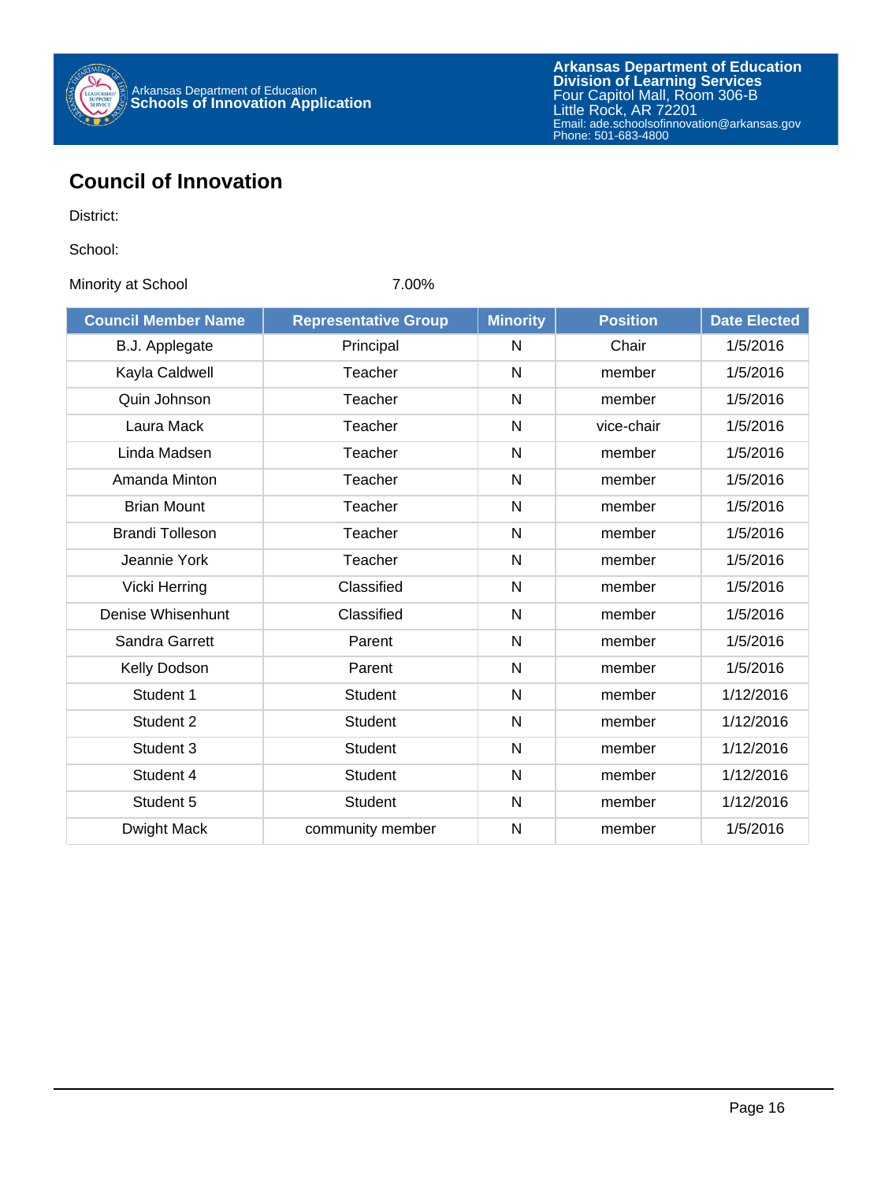# Council of Innovation

District:

School:

Minority at School 7.00%

| Council Member Name | Representative Group | Minority | Position | Date Elected |
|---|---|---|---|---|
| B.J. Applegate | Principal | N | Chair | 1/5/2016 |
| Kayla Caldwell | Teacher | N | member | 1/5/2016 |
| Quin Johnson | Teacher | N | member | 1/5/2016 |
| Laura Mack | Teacher | N | vice-chair | 1/5/2016 |
| Linda Madsen | Teacher | N | member | 1/5/2016 |
| Amanda Minton | Teacher | N | member | 1/5/2016 |
| Brian Mount | Teacher | N | member | 1/5/2016 |
| Brandi Tolleson | Teacher | N | member | 1/5/2016 |
| Jeannie York | Teacher | N | member | 1/5/2016 |
| Vicki Herring | Classified | N | member | 1/5/2016 |
| Denise Whisenhunt | Classified | N | member | 1/5/2016 |
| Sandra Garrett | Parent | N | member | 1/5/2016 |
| Kelly Dodson | Parent | N | member | 1/5/2016 |
| Student 1 | Student | N | member | 1/12/2016 |
| Student 2 | Student | N | member | 1/12/2016 |
| Student 3 | Student | N | member | 1/12/2016 |
| Student 4 | Student | N | member | 1/12/2016 |
| Student 5 | Student | N | member | 1/12/2016 |
| Dwight Mack | community member | N | member | 1/5/2016 |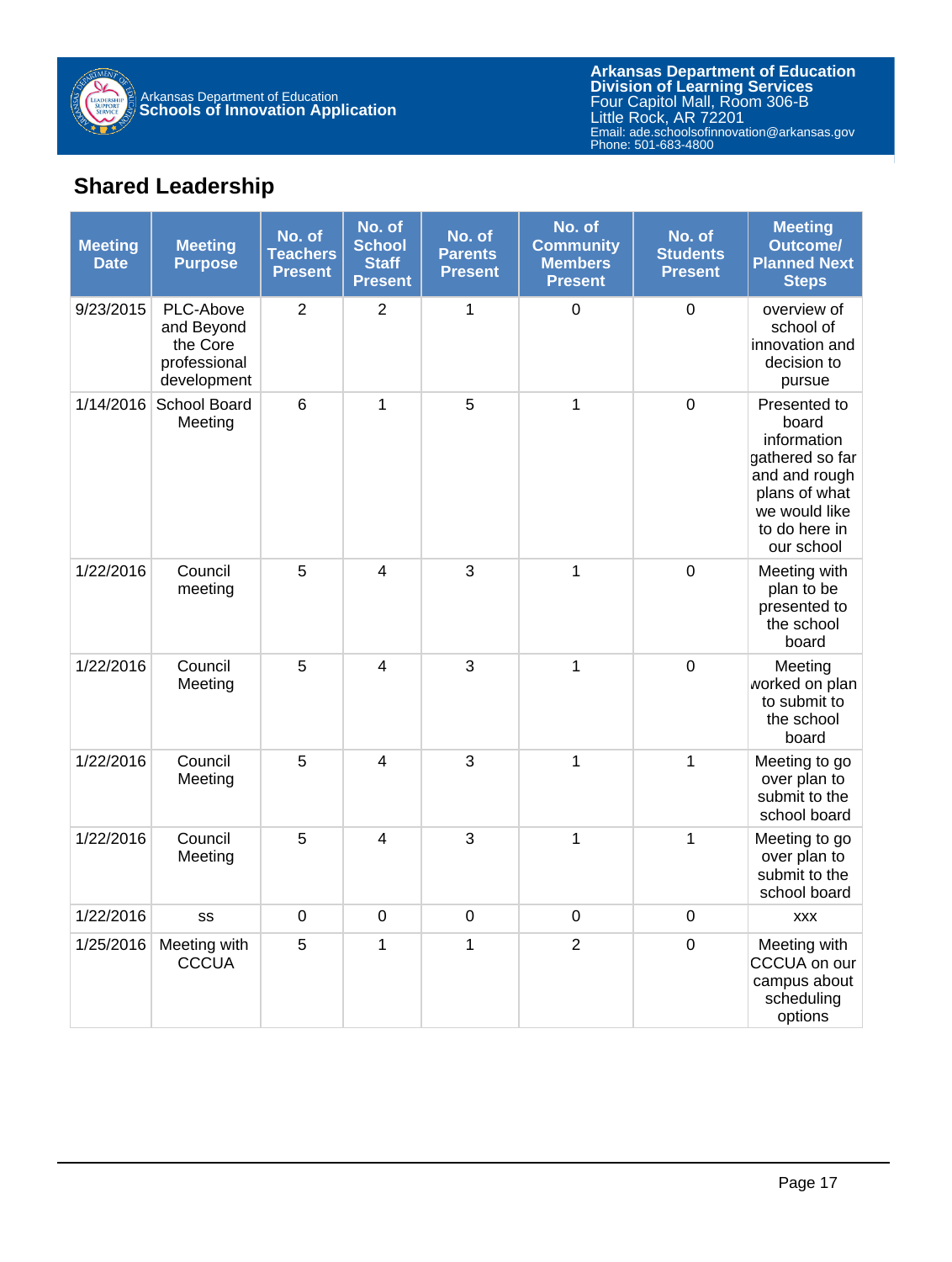## Shared Leadership

| Meeting Date | Meeting Purpose | No. of Teachers Present | No. of School Staff Present | No. of Parents Present | No. of Community Members Present | No. of Students Present | Meeting Outcome/ Planned Next Steps |
|---|---|---|---|---|---|---|---|
| 9/23/2015 | PLC-Above and Beyond the Core professional development | 2 | 2 | 1 | 0 | 0 | overview of school of innovation and decision to pursue |
| 1/14/2016 | School Board Meeting | 6 | 1 | 5 | 1 | 0 | Presented to board information gathered so far and and rough plans of what we would like to do here in our school |
| 1/22/2016 | Council meeting | 5 | 4 | 3 | 1 | 0 | Meeting with plan to be presented to the school board |
| 1/22/2016 | Council Meeting | 5 | 4 | 3 | 1 | 0 | Meeting worked on plan to submit to the school board |
| 1/22/2016 | Council Meeting | 5 | 4 | 3 | 1 | 1 | Meeting to go over plan to submit to the school board |
| 1/22/2016 | Council Meeting | 5 | 4 | 3 | 1 | 1 | Meeting to go over plan to submit to the school board |
| 1/22/2016 | ss | 0 | 0 | 0 | 0 | 0 | xxx |
| 1/25/2016 | Meeting with CCCUA | 5 | 1 | 1 | 2 | 0 | Meeting with CCCUA on our campus about scheduling options |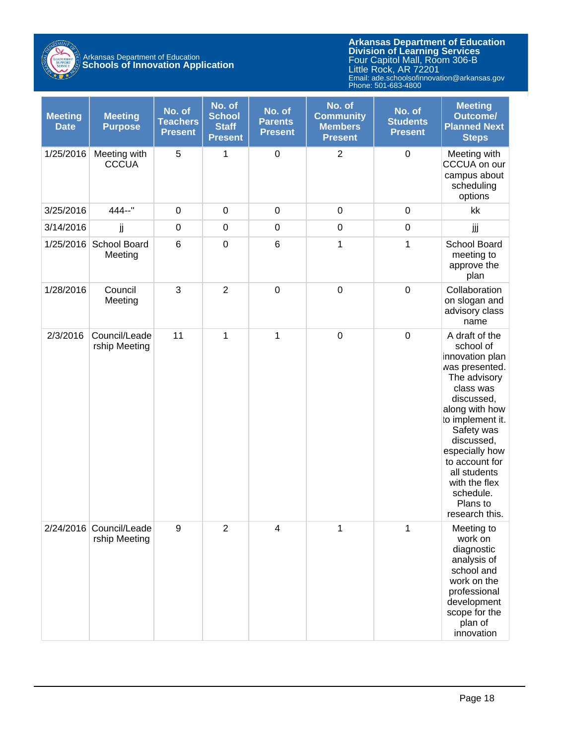| Meeting Date | Meeting Purpose | No. of Teachers Present | No. of School Staff Present | No. of Parents Present | No. of Community Members Present | No. of Students Present | Meeting Outcome/ Planned Next Steps |
|---|---|---|---|---|---|---|---|
| 1/25/2016 | Meeting with CCCUA | 5 | 1 | 0 | 2 | 0 | Meeting with CCCUA on our campus about scheduling options |
| 3/25/2016 | 444--" | 0 | 0 | 0 | 0 | 0 | kk |
| 3/14/2016 | jj | 0 | 0 | 0 | 0 | 0 | jjj |
| 1/25/2016 | School Board Meeting | 6 | 0 | 6 | 1 | 1 | School Board meeting to approve the plan |
| 1/28/2016 | Council Meeting | 3 | 2 | 0 | 0 | 0 | Collaboration on slogan and advisory class name |
| 2/3/2016 | Council/Leadership Meeting | 11 | 1 | 1 | 0 | 0 | A draft of the school of innovation plan was presented. The advisory class was discussed, along with how to implement it. Safety was discussed, especially how to account for all students with the flex schedule. Plans to research this. |
| 2/24/2016 | Council/Leadership Meeting | 9 | 2 | 4 | 1 | 1 | Meeting to work on diagnostic analysis of school and work on the professional development scope for the plan of innovation |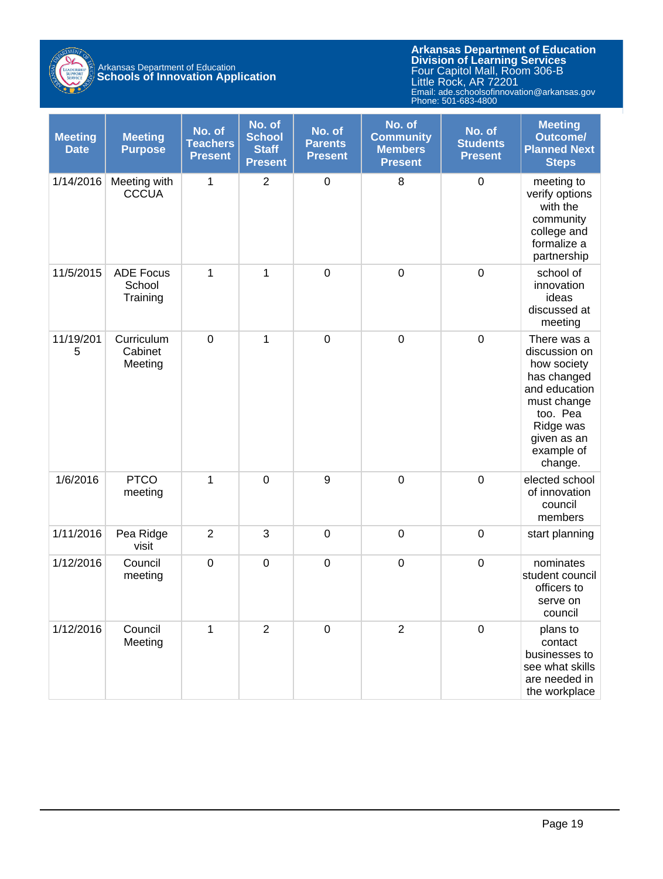| Meeting Date | Meeting Purpose | No. of Teachers Present | No. of School Staff Present | No. of Parents Present | No. of Community Members Present | No. of Students Present | Meeting Outcome/ Planned Next Steps |
|---|---|---|---|---|---|---|---|
| 1/14/2016 | Meeting with CCCUA | 1 | 2 | 0 | 8 | 0 | meeting to verify options with the community college and formalize a partnership |
| 11/5/2015 | ADE Focus School Training | 1 | 1 | 0 | 0 | 0 | school of innovation ideas discussed at meeting |
| 11/19/2015 | Curriculum Cabinet Meeting | 0 | 1 | 0 | 0 | 0 | There was a discussion on how society has changed and education must change too. Pea Ridge was given as an example of change. |
| 1/6/2016 | PTCO meeting | 1 | 0 | 9 | 0 | 0 | elected school of innovation council members |
| 1/11/2016 | Pea Ridge visit | 2 | 3 | 0 | 0 | 0 | start planning |
| 1/12/2016 | Council meeting | 0 | 0 | 0 | 0 | 0 | nominates student council officers to serve on council |
| 1/12/2016 | Council Meeting | 1 | 2 | 0 | 2 | 0 | plans to contact businesses to see what skills are needed in the workplace |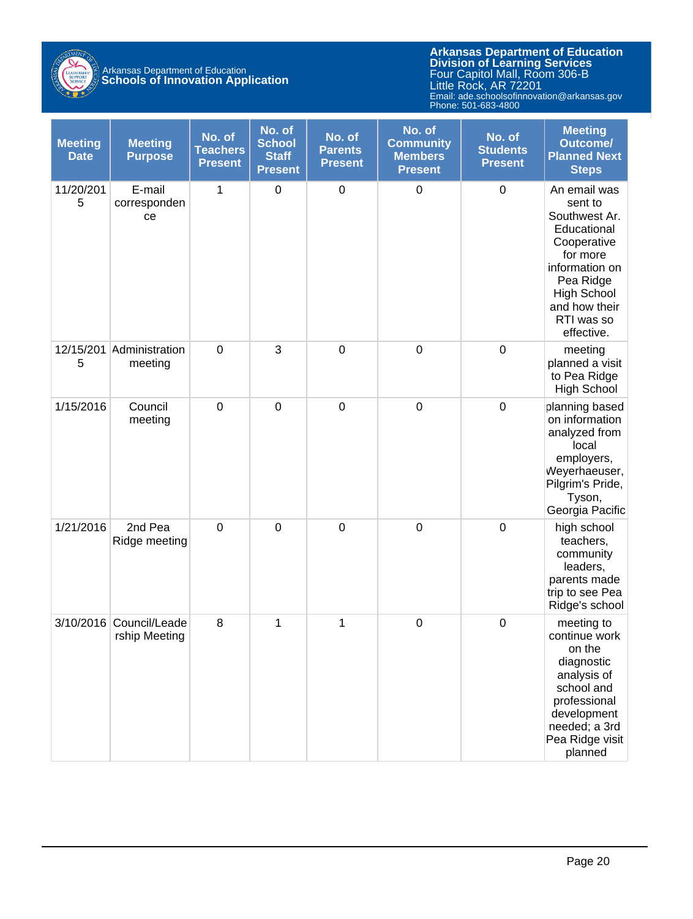| Meeting Date | Meeting Purpose | No. of Teachers Present | No. of School Staff Present | No. of Parents Present | No. of Community Members Present | No. of Students Present | Meeting Outcome/ Planned Next Steps |
|---|---|---|---|---|---|---|---|
| 11/20/2015 | E-mail correspondence | 1 | 0 | 0 | 0 | 0 | An email was sent to Southwest Ar. Educational Cooperative for more information on Pea Ridge High School and how their RTI was so effective. |
| 12/15/2015 | Administration meeting | 0 | 3 | 0 | 0 | 0 | meeting planned a visit to Pea Ridge High School |
| 1/15/2016 | Council meeting | 0 | 0 | 0 | 0 | 0 | planning based on information analyzed from local employers, Weyerhaeuser, Pilgrim's Pride, Tyson, Georgia Pacific |
| 1/21/2016 | 2nd Pea Ridge meeting | 0 | 0 | 0 | 0 | 0 | high school teachers, community leaders, parents made trip to see Pea Ridge's school |
| 3/10/2016 | Council/Leadership Meeting | 8 | 1 | 1 | 0 | 0 | meeting to continue work on the diagnostic analysis of school and professional development needed; a 3rd Pea Ridge visit planned |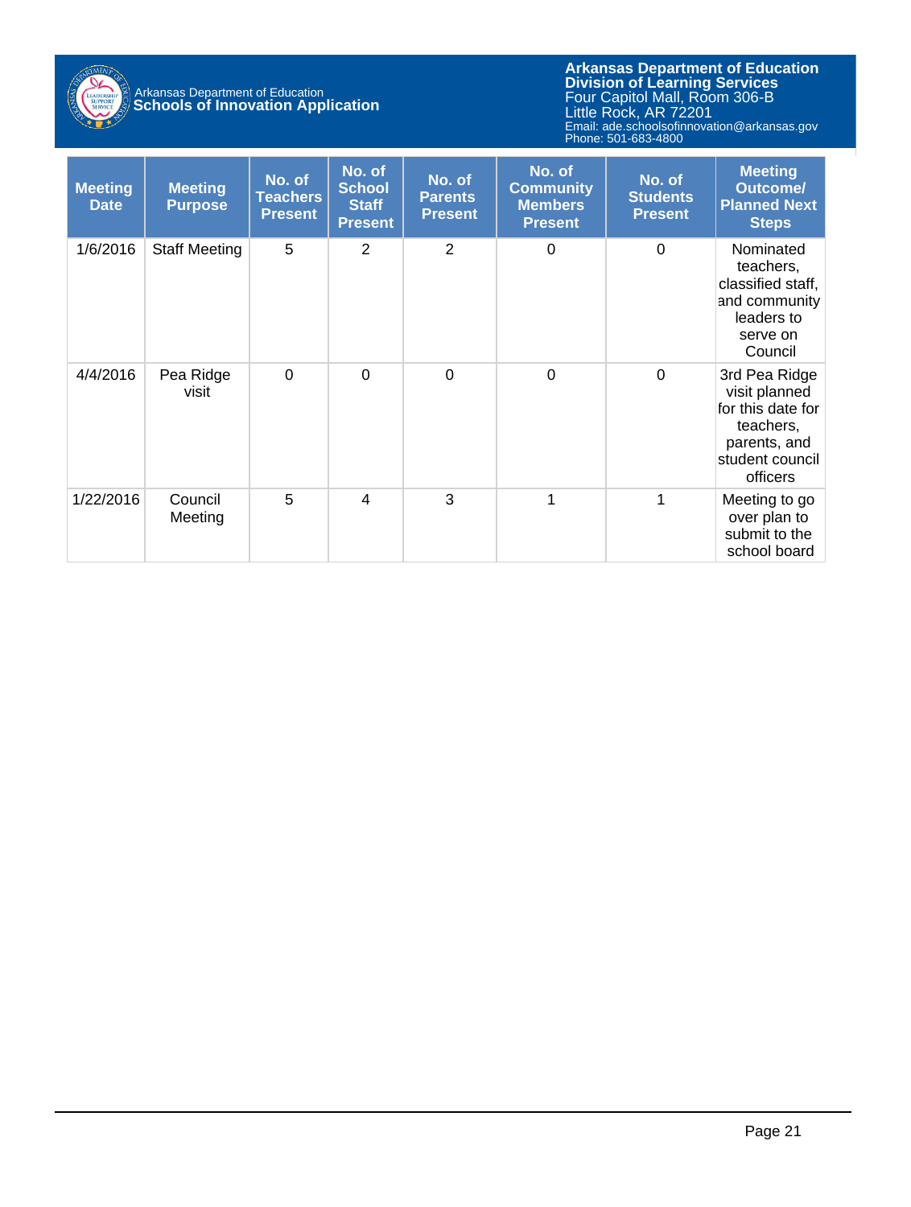| Meeting Date | Meeting Purpose | No. of Teachers Present | No. of School Staff Present | No. of Parents Present | No. of Community Members Present | No. of Students Present | Meeting Outcome/ Planned Next Steps |
|---|---|---|---|---|---|---|---|
| 1/6/2016 | Staff Meeting | 5 | 2 | 2 | 0 | 0 | Nominated teachers, classified staff, and community leaders to serve on Council |
| 4/4/2016 | Pea Ridge visit | 0 | 0 | 0 | 0 | 0 | 3rd Pea Ridge visit planned for this date for teachers, parents, and student council officers |
| 1/22/2016 | Council Meeting | 5 | 4 | 3 | 1 | 1 | Meeting to go over plan to submit to the school board |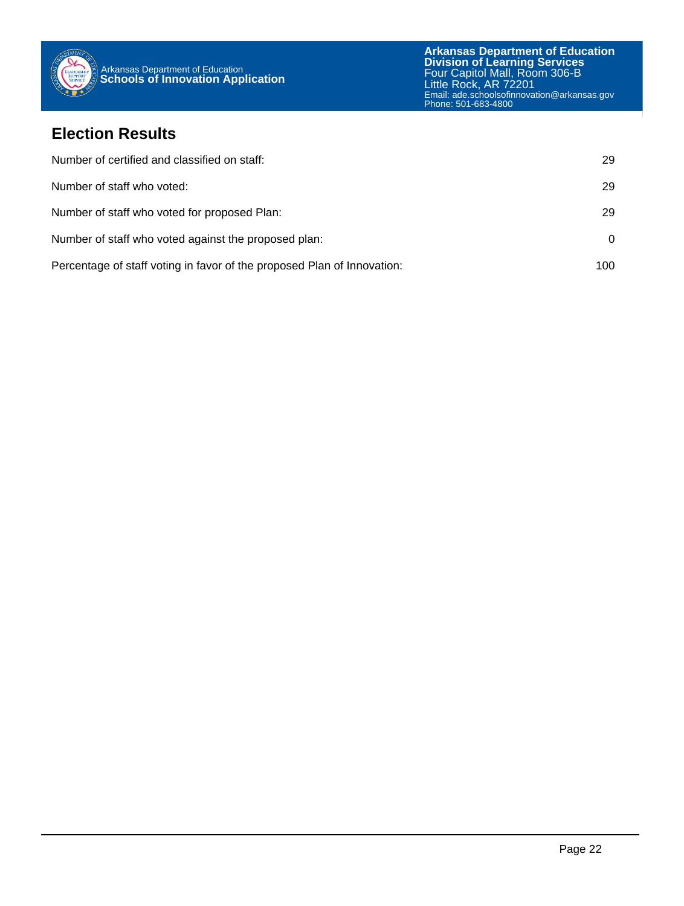## Election Results

| | |
|---|---|
| Number of certified and classified on staff: | 29 |
| Number of staff who voted: | 29 |
| Number of staff who voted for proposed Plan: | 29 |
| Number of staff who voted against the proposed plan: | 0 |
| Percentage of staff voting in favor of the proposed Plan of Innovation: | 100 |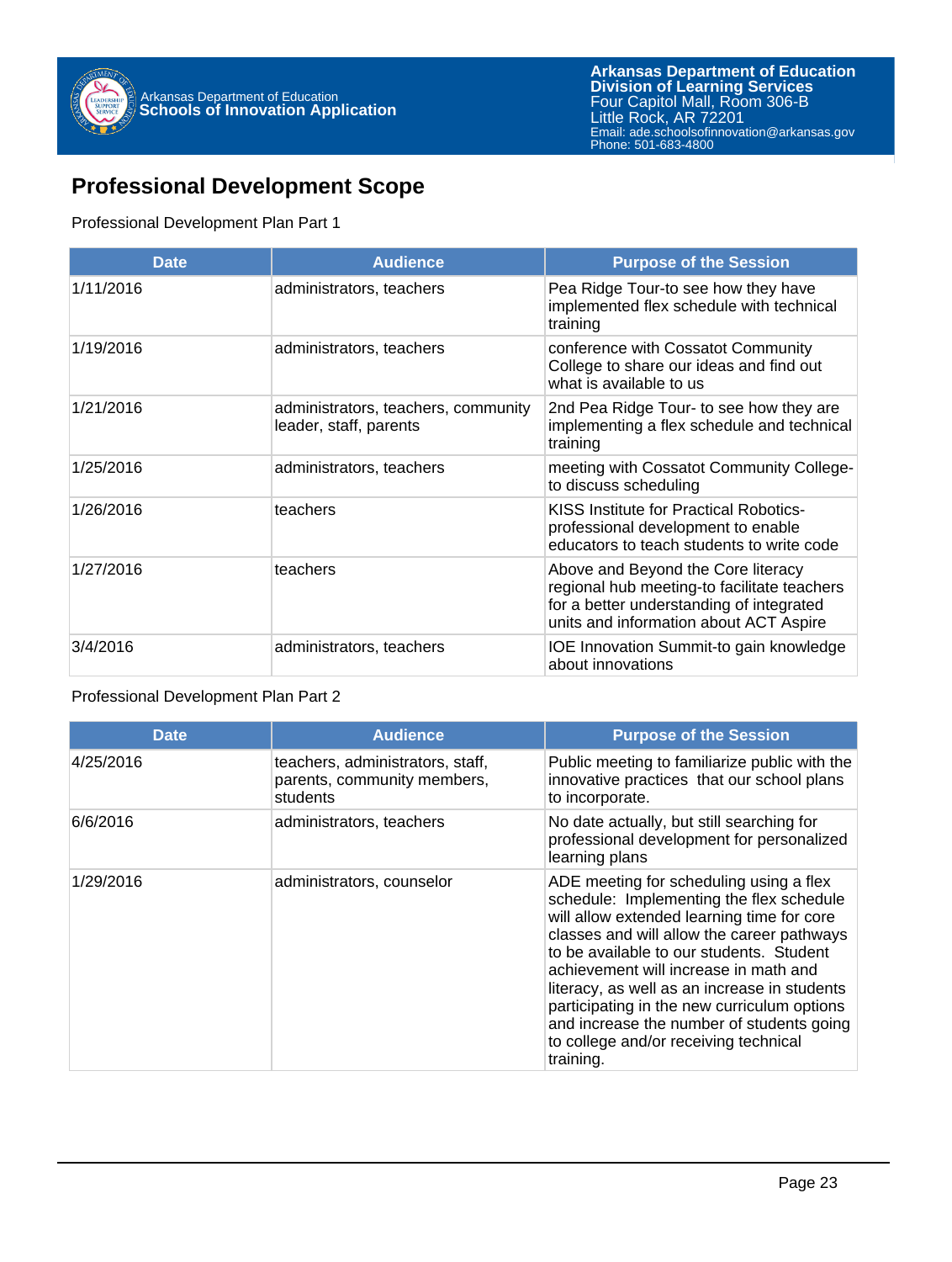## Professional Development Scope

Professional Development Plan Part 1

| Date | Audience | Purpose of the Session |
|---|---|---|
| 1/11/2016 | administrators, teachers | Pea Ridge Tour-to see how they have implemented flex schedule with technical training |
| 1/19/2016 | administrators, teachers | conference with Cossatot Community College to share our ideas and find out what is available to us |
| 1/21/2016 | administrators, teachers, community leader, staff, parents | 2nd Pea Ridge Tour- to see how they are implementing a flex schedule and technical training |
| 1/25/2016 | administrators, teachers | meeting with Cossatot Community College- to discuss scheduling |
| 1/26/2016 | teachers | KISS Institute for Practical Robotics- professional development to enable educators to teach students to write code |
| 1/27/2016 | teachers | Above and Beyond the Core literacy regional hub meeting-to facilitate teachers for a better understanding of integrated units and information about ACT Aspire |
| 3/4/2016 | administrators, teachers | IOE Innovation Summit-to gain knowledge about innovations |

Professional Development Plan Part 2

| Date | Audience | Purpose of the Session |
|---|---|---|
| 4/25/2016 | teachers, administrators, staff, parents, community members, students | Public meeting to familiarize public with the innovative practices that our school plans to incorporate. |
| 6/6/2016 | administrators, teachers | No date actually, but still searching for professional development for personalized learning plans |
| 1/29/2016 | administrators, counselor | ADE meeting for scheduling using a flex schedule: Implementing the flex schedule will allow extended learning time for core classes and will allow the career pathways to be available to our students. Student achievement will increase in math and literacy, as well as an increase in students participating in the new curriculum options and increase the number of students going to college and/or receiving technical training. |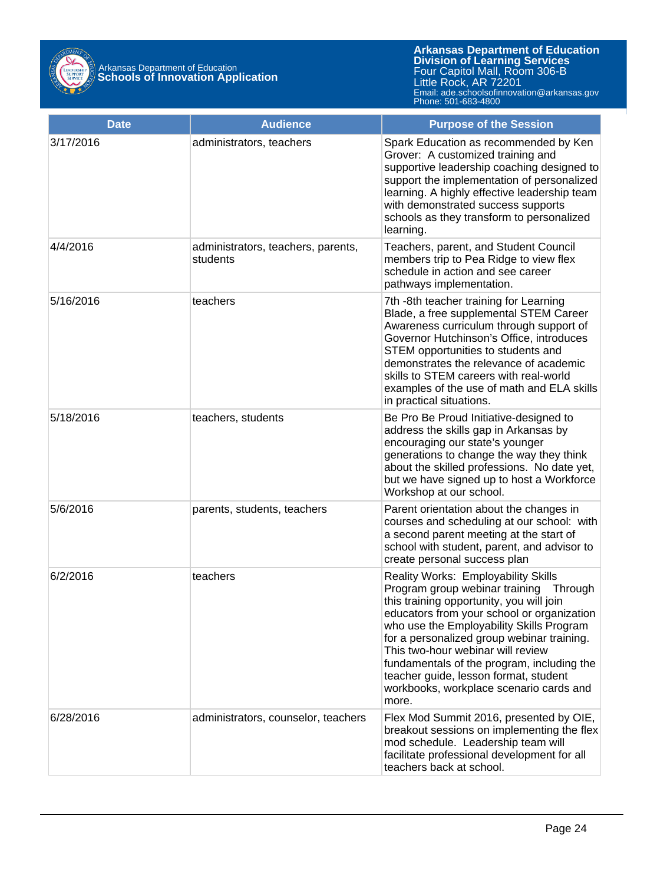| Date | Audience | Purpose of the Session |
|---|---|---|
| 3/17/2016 | administrators, teachers | Spark Education as recommended by Ken Grover: A customized training and supportive leadership coaching designed to support the implementation of personalized learning. A highly effective leadership team with demonstrated success supports schools as they transform to personalized learning. |
| 4/4/2016 | administrators, teachers, parents, students | Teachers, parent, and Student Council members trip to Pea Ridge to view flex schedule in action and see career pathways implementation. |
| 5/16/2016 | teachers | 7th -8th teacher training for Learning Blade, a free supplemental STEM Career Awareness curriculum through support of Governor Hutchinson's Office, introduces STEM opportunities to students and demonstrates the relevance of academic skills to STEM careers with real-world examples of the use of math and ELA skills in practical situations. |
| 5/18/2016 | teachers, students | Be Pro Be Proud Initiative-designed to address the skills gap in Arkansas by encouraging our state's younger generations to change the way they think about the skilled professions. No date yet, but we have signed up to host a Workforce Workshop at our school. |
| 5/6/2016 | parents, students, teachers | Parent orientation about the changes in courses and scheduling at our school: with a second parent meeting at the start of school with student, parent, and advisor to create personal success plan |
| 6/2/2016 | teachers | Reality Works: Employability Skills Program group webinar training Through this training opportunity, you will join educators from your school or organization who use the Employability Skills Program for a personalized group webinar training. This two-hour webinar will review fundamentals of the program, including the teacher guide, lesson format, student workbooks, workplace scenario cards and more. |
| 6/28/2016 | administrators, counselor, teachers | Flex Mod Summit 2016, presented by OIE, breakout sessions on implementing the flex mod schedule. Leadership team will facilitate professional development for all teachers back at school. |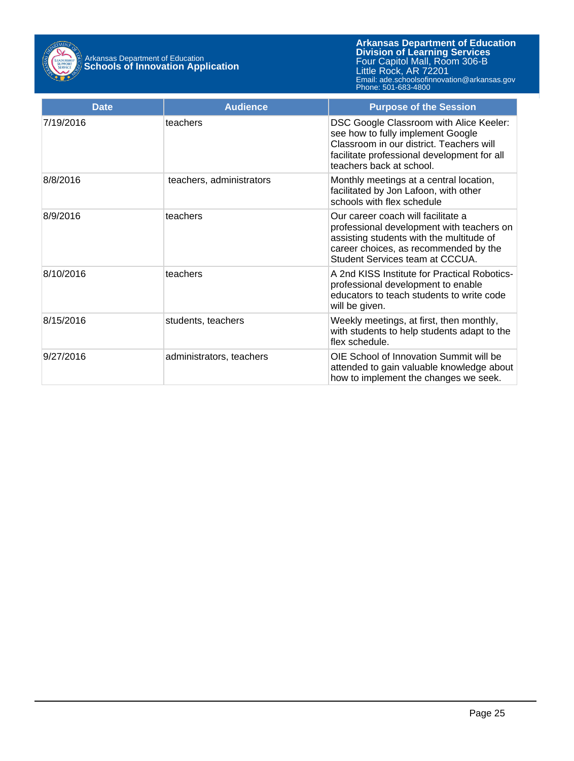| Date | Audience | Purpose of the Session |
| --- | --- | --- |
| 7/19/2016 | teachers | DSC Google Classroom with Alice Keeler: see how to fully implement Google Classroom in our district. Teachers will facilitate professional development for all teachers back at school. |
| 8/8/2016 | teachers, administrators | Monthly meetings at a central location, facilitated by Jon Lafoon, with other schools with flex schedule |
| 8/9/2016 | teachers | Our career coach will facilitate a professional development with teachers on assisting students with the multitude of career choices, as recommended by the Student Services team at CCCUA. |
| 8/10/2016 | teachers | A 2nd KISS Institute for Practical Robotics- professional development to enable educators to teach students to write code will be given. |
| 8/15/2016 | students, teachers | Weekly meetings, at first, then monthly, with students to help students adapt to the flex schedule. |
| 9/27/2016 | administrators, teachers | OIE School of Innovation Summit will be attended to gain valuable knowledge about how to implement the changes we seek. |